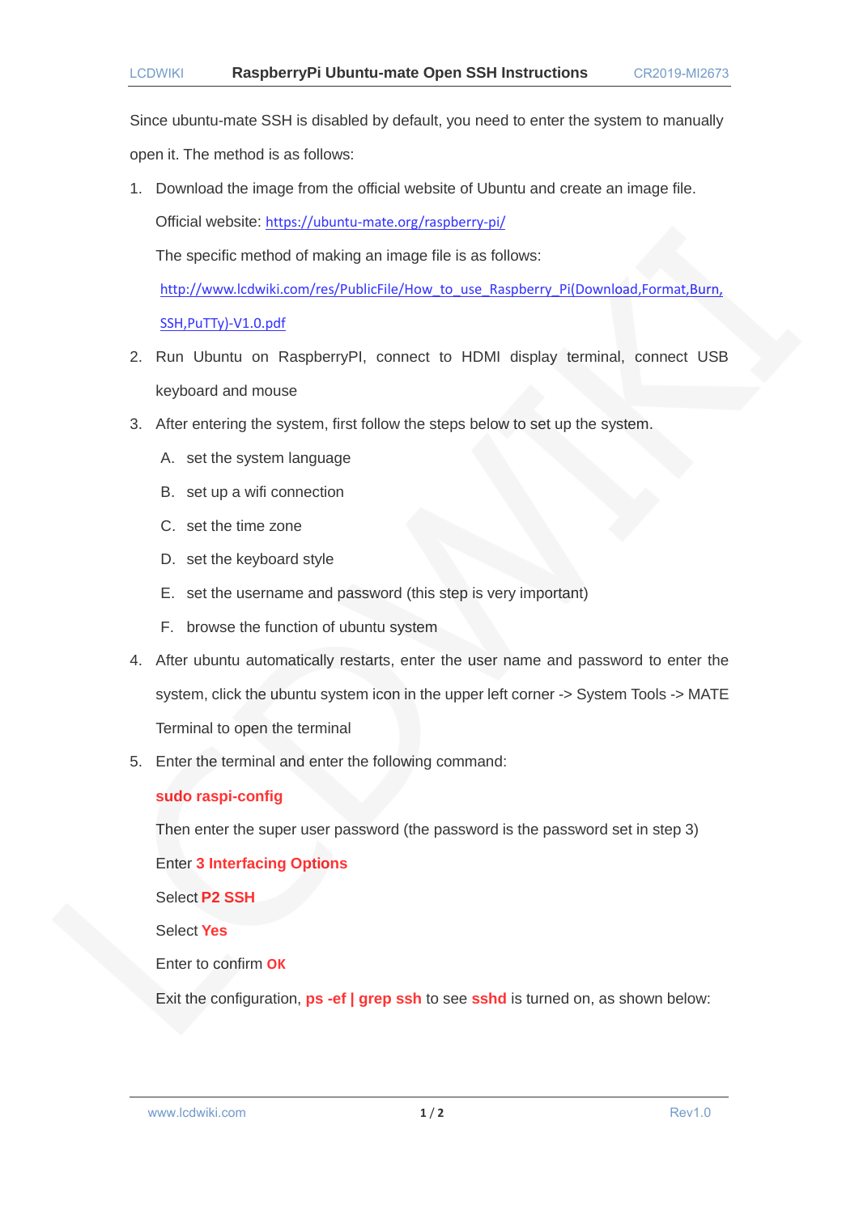# RaspberryPi Ubuntu-mate Open SSH Instructions

Since ubuntu-mate SSH is disabled by default, you need to enter the system to manually open it. The method is as follows:

1. Download the image from the official website of Ubuntu and create an image file.

   Official website: https://ubuntu-mate.org/raspberry-pi/

   The specific method of making an image file is as follows:

   http://www.lcdwiki.com/res/PublicFile/How_to_use_Raspberry_Pi(Download,Format,Burn,SSH,PuTTy)-V1.0.pdf

2. Run Ubuntu on RaspberryPI, connect to HDMI display terminal, connect USB keyboard and mouse

3. After entering the system, first follow the steps below to set up the system.

   A. set the system language

   B. set up a wifi connection

   C. set the time zone

   D. set the keyboard style

   E. set the username and password (this step is very important)

   F. browse the function of ubuntu system

4. After ubuntu automatically restarts, enter the user name and password to enter the system, click the ubuntu system icon in the upper left corner -> System Tools -> MATE Terminal to open the terminal

5. Enter the terminal and enter the following command:

   **sudo raspi-config**

   Then enter the super user password (the password is the password set in step 3)

   Enter **3 Interfacing Options**

   Select **P2 SSH**

   Select **Yes**

   Enter to confirm **OK**

   Exit the configuration, **ps -ef | grep ssh** to see **sshd** is turned on, as shown below: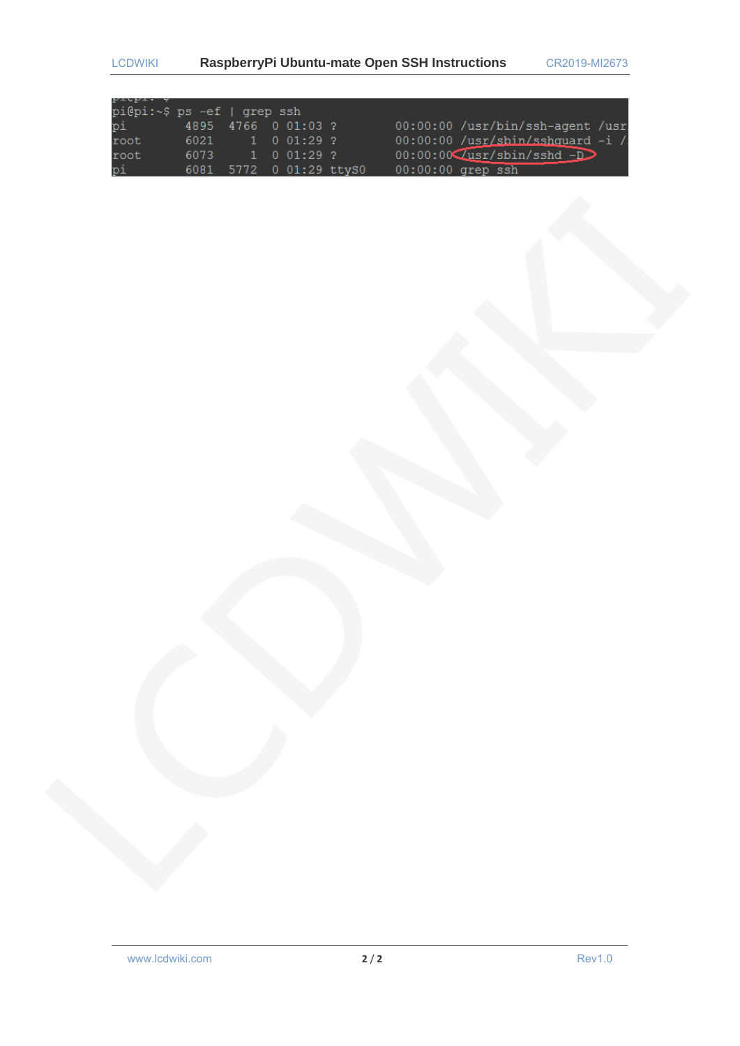```
pi@pi:~$ ps -ef | grep ssh
pi        4895  4766  0 01:03 ?        00:00:00 /usr/bin/ssh-agent /usr
root      6021     1  0 01:29 ?        00:00:00 /usr/sbin/sshguard -i /
root      6073     1  0 01:29 ?        00:00:00 /usr/sbin/sshd -D
pi        6081  5772  0 01:29 ttyS0    00:00:00 grep ssh
```